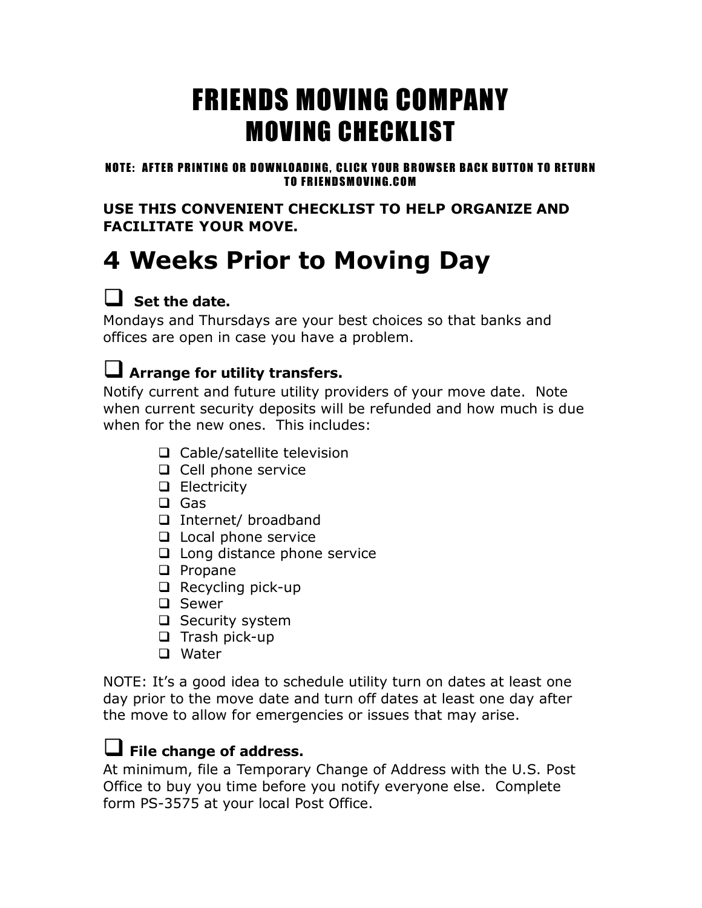# FRIENDS MOVING COMPANY
# MOVING CHECKLIST

**NOTE: AFTER PRINTING OR DOWNLOADING, CLICK YOUR BROWSER BACK BUTTON TO RETURN TO FRIENDSMOVING.COM**

**USE THIS CONVENIENT CHECKLIST TO HELP ORGANIZE AND FACILITATE YOUR MOVE.**

## 4 Weeks Prior to Moving Day

- [ ] **Set the date.**

Mondays and Thursdays are your best choices so that banks and offices are open in case you have a problem.

- [ ] **Arrange for utility transfers.**

Notify current and future utility providers of your move date. Note when current security deposits will be refunded and how much is due when for the new ones. This includes:

- [ ] Cable/satellite television
- [ ] Cell phone service
- [ ] Electricity
- [ ] Gas
- [ ] Internet/ broadband
- [ ] Local phone service
- [ ] Long distance phone service
- [ ] Propane
- [ ] Recycling pick-up
- [ ] Sewer
- [ ] Security system
- [ ] Trash pick-up
- [ ] Water

NOTE: It's a good idea to schedule utility turn on dates at least one day prior to the move date and turn off dates at least one day after the move to allow for emergencies or issues that may arise.

- [ ] **File change of address.**

At minimum, file a Temporary Change of Address with the U.S. Post Office to buy you time before you notify everyone else. Complete form PS-3575 at your local Post Office.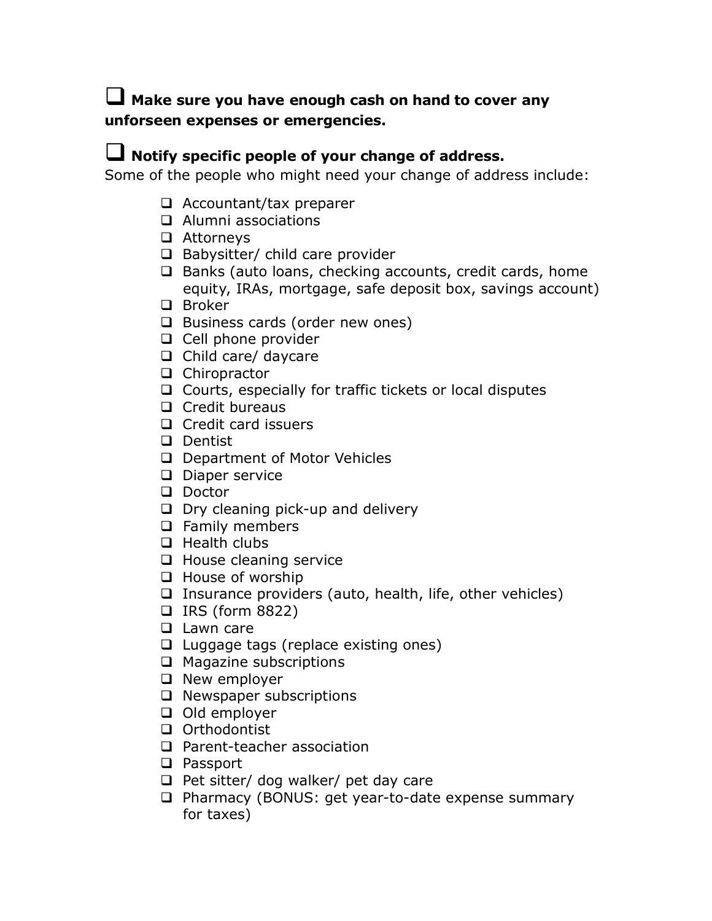- [ ] **Make sure you have enough cash on hand to cover any unforseen expenses or emergencies.**

- [ ] **Notify specific people of your change of address.**

Some of the people who might need your change of address include:

- [ ] Accountant/tax preparer
- [ ] Alumni associations
- [ ] Attorneys
- [ ] Babysitter/ child care provider
- [ ] Banks (auto loans, checking accounts, credit cards, home equity, IRAs, mortgage, safe deposit box, savings account)
- [ ] Broker
- [ ] Business cards (order new ones)
- [ ] Cell phone provider
- [ ] Child care/ daycare
- [ ] Chiropractor
- [ ] Courts, especially for traffic tickets or local disputes
- [ ] Credit bureaus
- [ ] Credit card issuers
- [ ] Dentist
- [ ] Department of Motor Vehicles
- [ ] Diaper service
- [ ] Doctor
- [ ] Dry cleaning pick-up and delivery
- [ ] Family members
- [ ] Health clubs
- [ ] House cleaning service
- [ ] House of worship
- [ ] Insurance providers (auto, health, life, other vehicles)
- [ ] IRS (form 8822)
- [ ] Lawn care
- [ ] Luggage tags (replace existing ones)
- [ ] Magazine subscriptions
- [ ] New employer
- [ ] Newspaper subscriptions
- [ ] Old employer
- [ ] Orthodontist
- [ ] Parent-teacher association
- [ ] Passport
- [ ] Pet sitter/ dog walker/ pet day care
- [ ] Pharmacy (BONUS: get year-to-date expense summary for taxes)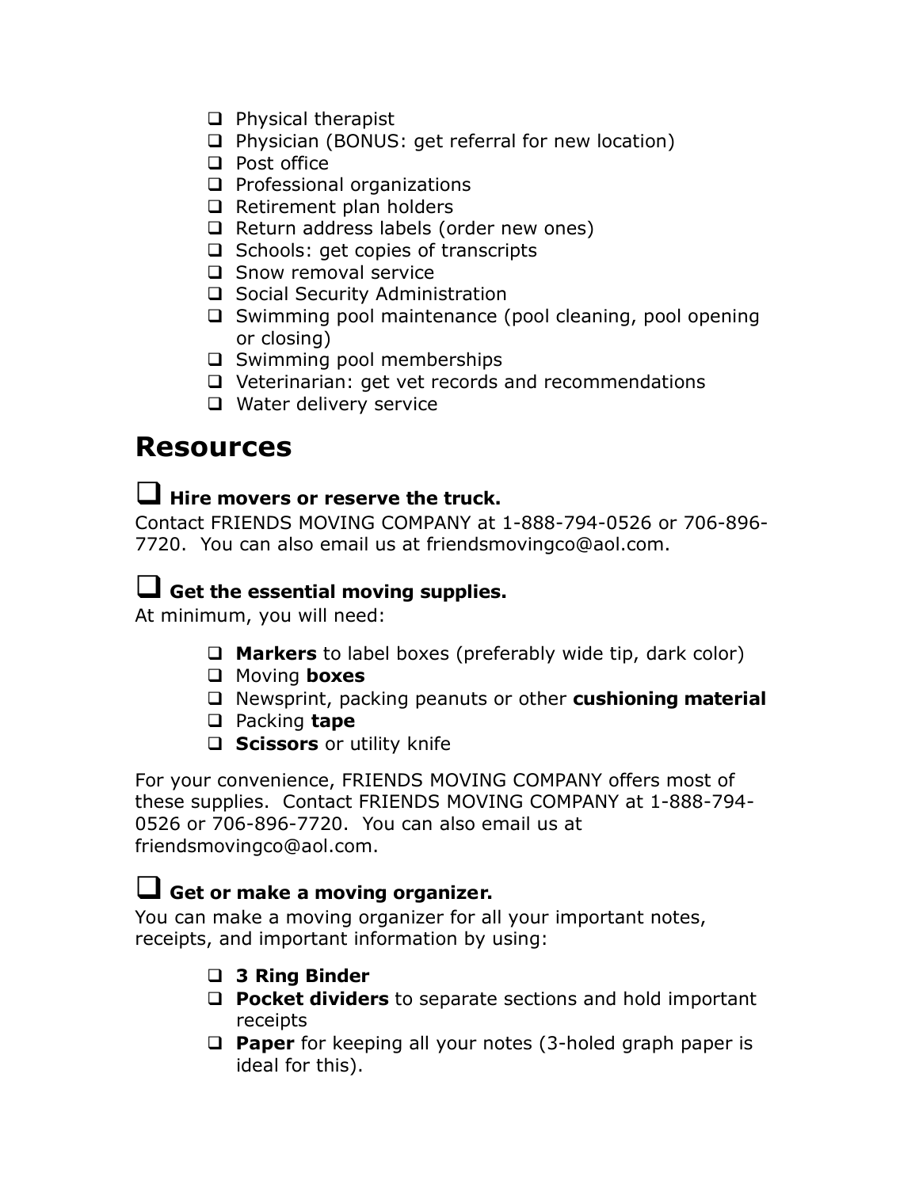- Physical therapist
- Physician (BONUS: get referral for new location)
- Post office
- Professional organizations
- Retirement plan holders
- Return address labels (order new ones)
- Schools: get copies of transcripts
- Snow removal service
- Social Security Administration
- Swimming pool maintenance (pool cleaning, pool opening or closing)
- Swimming pool memberships
- Veterinarian: get vet records and recommendations
- Water delivery service

# Resources

## Hire movers or reserve the truck.

Contact FRIENDS MOVING COMPANY at 1-888-794-0526 or 706-896-7720. You can also email us at friendsmovingco@aol.com.

## Get the essential moving supplies.

At minimum, you will need:

- **Markers** to label boxes (preferably wide tip, dark color)
- Moving **boxes**
- Newsprint, packing peanuts or other **cushioning material**
- Packing **tape**
- **Scissors** or utility knife

For your convenience, FRIENDS MOVING COMPANY offers most of these supplies. Contact FRIENDS MOVING COMPANY at 1-888-794-0526 or 706-896-7720. You can also email us at friendsmovingco@aol.com.

## Get or make a moving organizer.

You can make a moving organizer for all your important notes, receipts, and important information by using:

- **3 Ring Binder**
- **Pocket dividers** to separate sections and hold important receipts
- **Paper** for keeping all your notes (3-holed graph paper is ideal for this).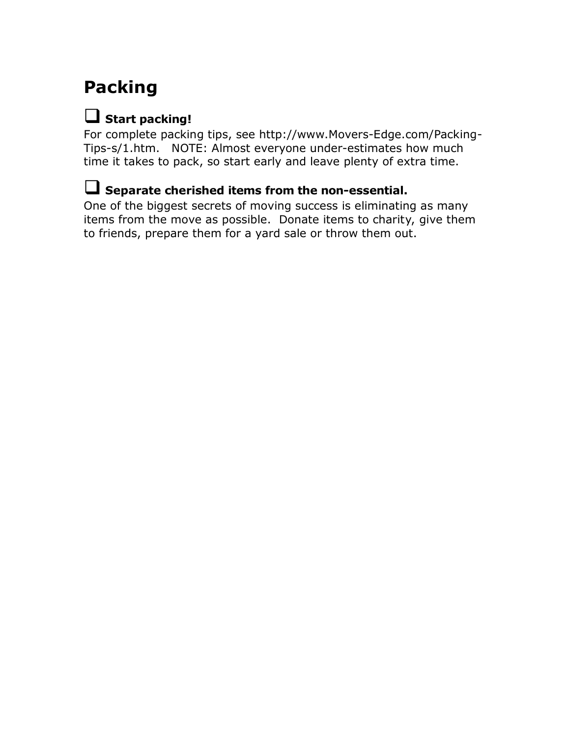# Packing

- [ ] **Start packing!**

For complete packing tips, see http://www.Movers-Edge.com/Packing-Tips-s/1.htm. NOTE: Almost everyone under-estimates how much time it takes to pack, so start early and leave plenty of extra time.

- [ ] **Separate cherished items from the non-essential.**

One of the biggest secrets of moving success is eliminating as many items from the move as possible. Donate items to charity, give them to friends, prepare them for a yard sale or throw them out.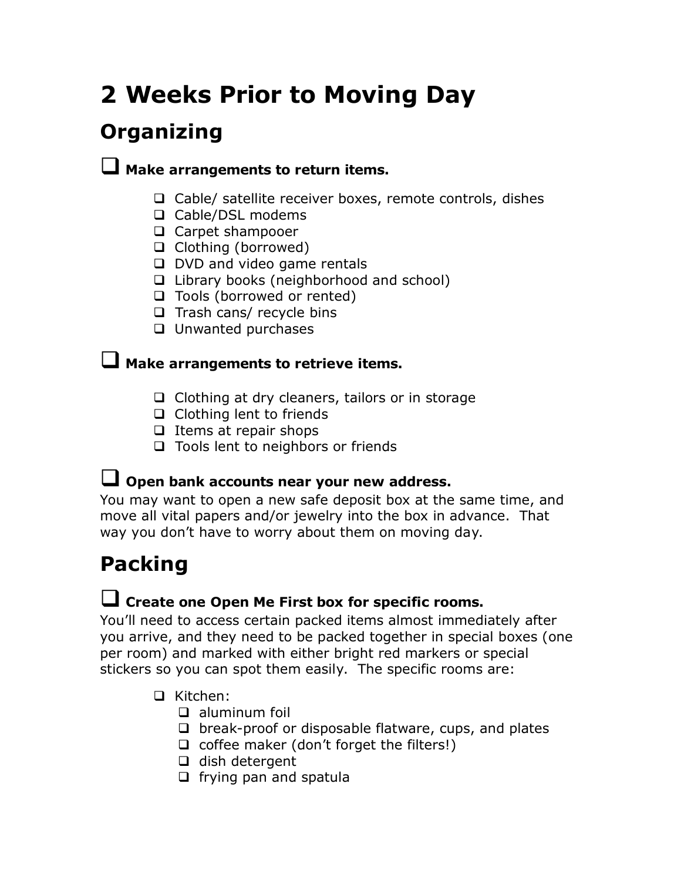# 2 Weeks Prior to Moving Day

## Organizing

- [ ] **Make arrangements to return items.**
    - [ ] Cable/ satellite receiver boxes, remote controls, dishes
    - [ ] Cable/DSL modems
    - [ ] Carpet shampooer
    - [ ] Clothing (borrowed)
    - [ ] DVD and video game rentals
    - [ ] Library books (neighborhood and school)
    - [ ] Tools (borrowed or rented)
    - [ ] Trash cans/ recycle bins
    - [ ] Unwanted purchases

- [ ] **Make arrangements to retrieve items.**
    - [ ] Clothing at dry cleaners, tailors or in storage
    - [ ] Clothing lent to friends
    - [ ] Items at repair shops
    - [ ] Tools lent to neighbors or friends

- [ ] **Open bank accounts near your new address.**

You may want to open a new safe deposit box at the same time, and move all vital papers and/or jewelry into the box in advance. That way you don't have to worry about them on moving day.

## Packing

- [ ] **Create one Open Me First box for specific rooms.**

You'll need to access certain packed items almost immediately after you arrive, and they need to be packed together in special boxes (one per room) and marked with either bright red markers or special stickers so you can spot them easily. The specific rooms are:

- [ ] Kitchen:
    - [ ] aluminum foil
    - [ ] break-proof or disposable flatware, cups, and plates
    - [ ] coffee maker (don't forget the filters!)
    - [ ] dish detergent
    - [ ] frying pan and spatula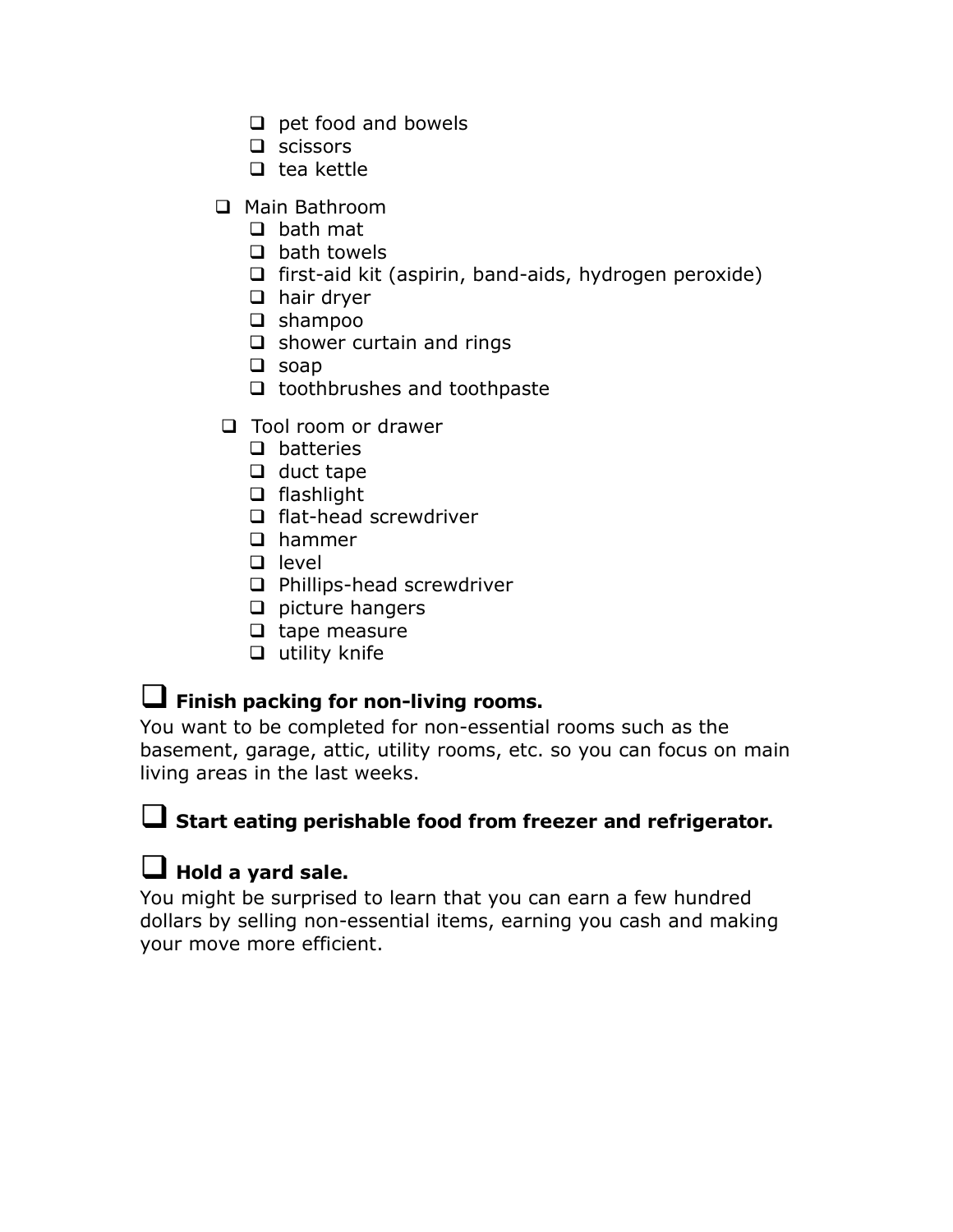- [ ] pet food and bowels
- [ ] scissors
- [ ] tea kettle

- [ ] Main Bathroom
  - [ ] bath mat
  - [ ] bath towels
  - [ ] first-aid kit (aspirin, band-aids, hydrogen peroxide)
  - [ ] hair dryer
  - [ ] shampoo
  - [ ] shower curtain and rings
  - [ ] soap
  - [ ] toothbrushes and toothpaste

- [ ] Tool room or drawer
  - [ ] batteries
  - [ ] duct tape
  - [ ] flashlight
  - [ ] flat-head screwdriver
  - [ ] hammer
  - [ ] level
  - [ ] Phillips-head screwdriver
  - [ ] picture hangers
  - [ ] tape measure
  - [ ] utility knife

- [ ] **Finish packing for non-living rooms.**

You want to be completed for non-essential rooms such as the basement, garage, attic, utility rooms, etc. so you can focus on main living areas in the last weeks.

- [ ] **Start eating perishable food from freezer and refrigerator.**

- [ ] **Hold a yard sale.**

You might be surprised to learn that you can earn a few hundred dollars by selling non-essential items, earning you cash and making your move more efficient.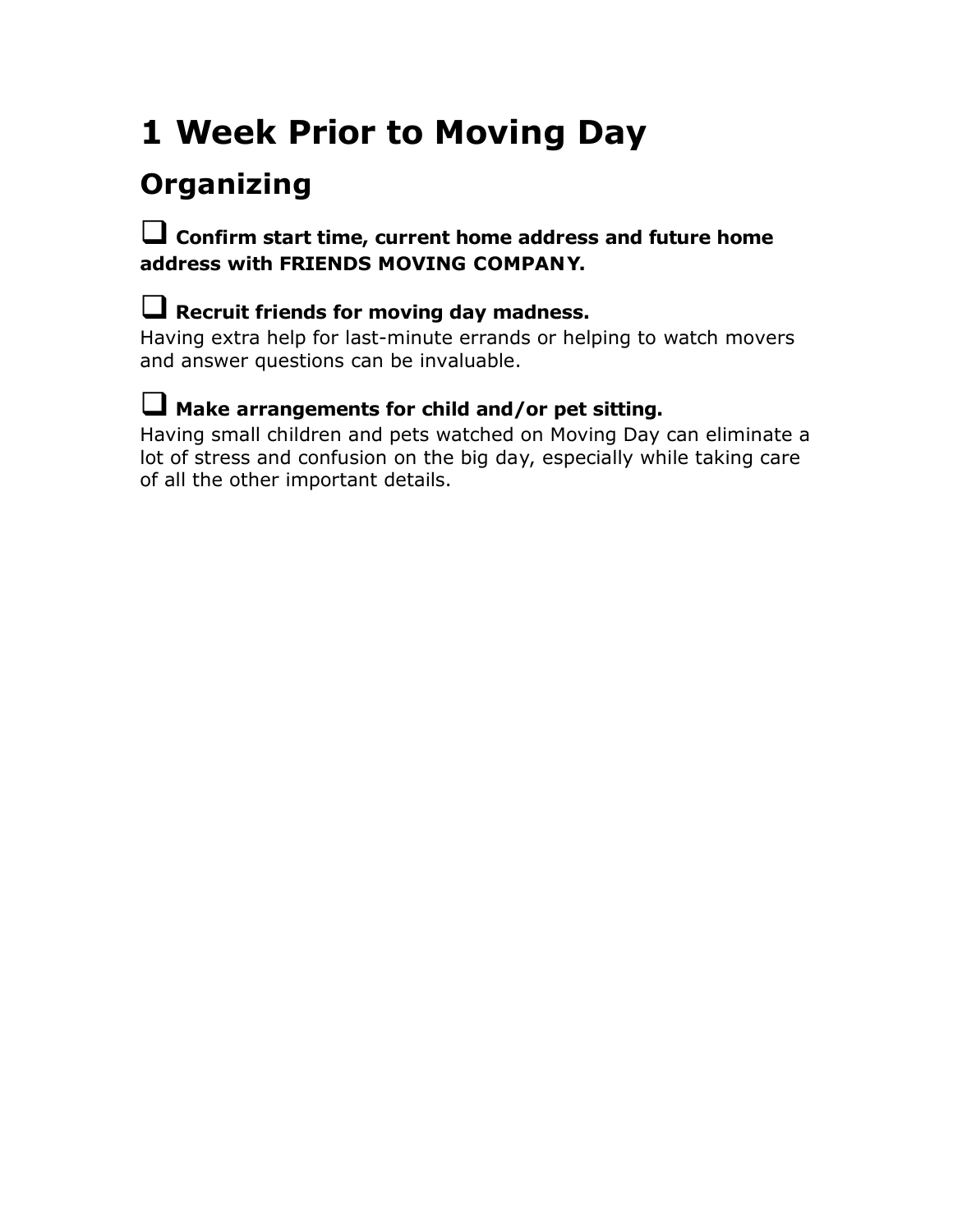# 1 Week Prior to Moving Day

## Organizing

- [ ] **Confirm start time, current home address and future home address with FRIENDS MOVING COMPANY.**

- [ ] **Recruit friends for moving day madness.**
Having extra help for last-minute errands or helping to watch movers and answer questions can be invaluable.

- [ ] **Make arrangements for child and/or pet sitting.**
Having small children and pets watched on Moving Day can eliminate a lot of stress and confusion on the big day, especially while taking care of all the other important details.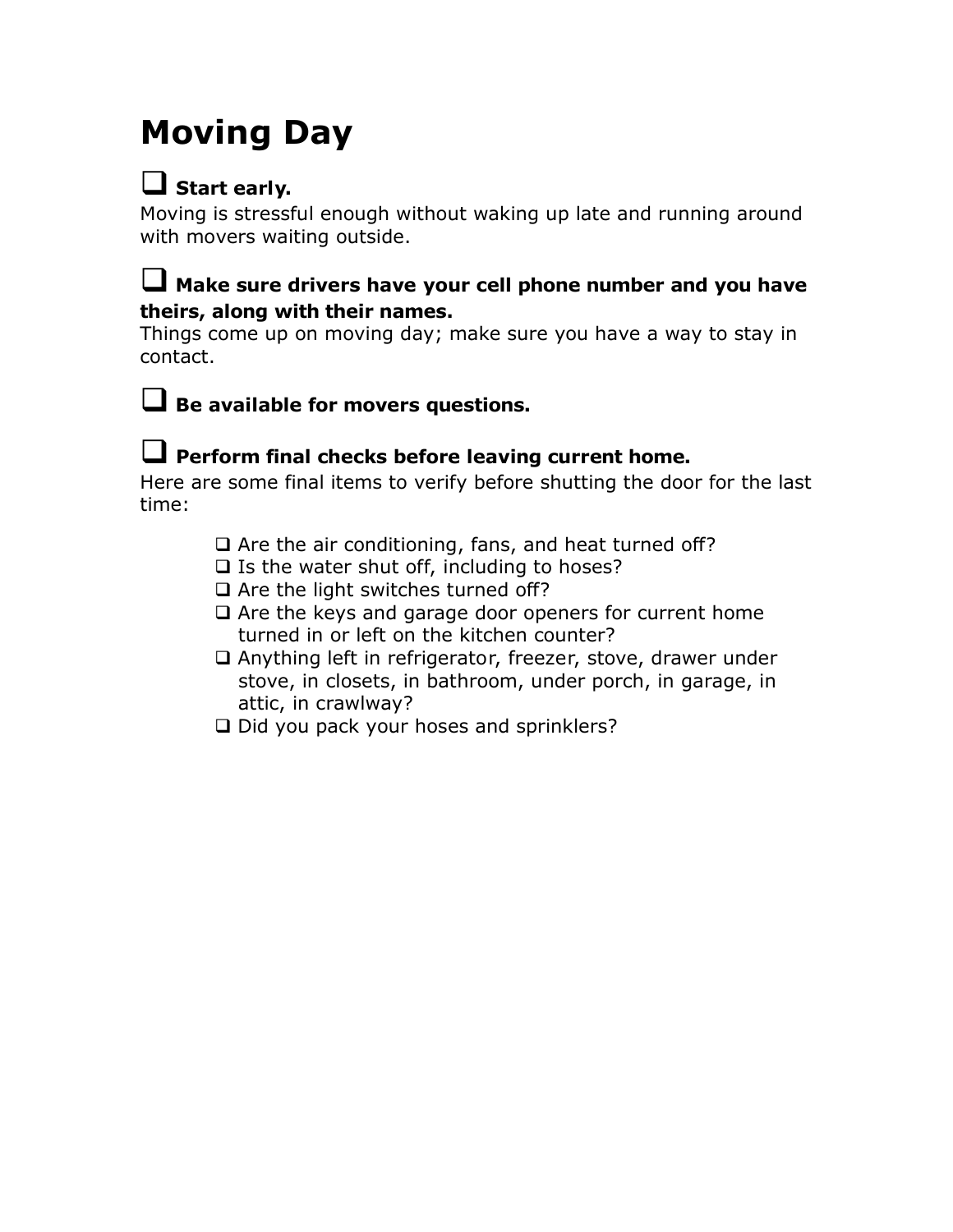# Moving Day

- [ ] **Start early.**

Moving is stressful enough without waking up late and running around with movers waiting outside.

- [ ] **Make sure drivers have your cell phone number and you have theirs, along with their names.**

Things come up on moving day; make sure you have a way to stay in contact.

- [ ] **Be available for movers questions.**

- [ ] **Perform final checks before leaving current home.**

Here are some final items to verify before shutting the door for the last time:

- [ ] Are the air conditioning, fans, and heat turned off?
- [ ] Is the water shut off, including to hoses?
- [ ] Are the light switches turned off?
- [ ] Are the keys and garage door openers for current home turned in or left on the kitchen counter?
- [ ] Anything left in refrigerator, freezer, stove, drawer under stove, in closets, in bathroom, under porch, in garage, in attic, in crawlway?
- [ ] Did you pack your hoses and sprinklers?